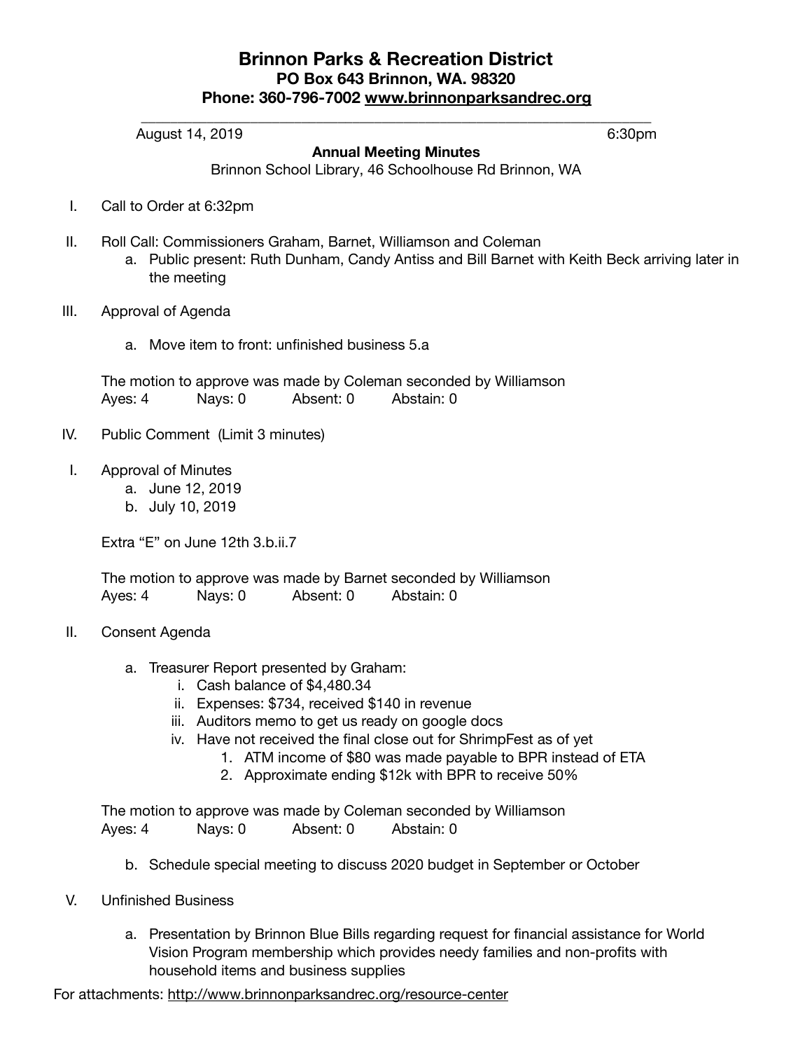# Brinnon Parks & Recreation District

**PO Box 643 Brinnon, WA. 98320**

**Phone: 360-796-7002 www.brinnonparksandrec.org**

---

August 14, 2019 6:30pm

**Annual Meeting Minutes**

Brinnon School Library, 46 Schoolhouse Rd Brinnon, WA

I. Call to Order at 6:32pm

II. Roll Call: Commissioners Graham, Barnet, Williamson and Coleman
   a. Public present: Ruth Dunham, Candy Antiss and Bill Barnet with Keith Beck arriving later in the meeting

III. Approval of Agenda

   a. Move item to front: unfinished business 5.a

   The motion to approve was made by Coleman seconded by Williamson
   Ayes: 4 Nays: 0 Absent: 0 Abstain: 0

IV. Public Comment (Limit 3 minutes)

I. Approval of Minutes
   a. June 12, 2019
   b. July 10, 2019

   Extra "E" on June 12th 3.b.ii.7

   The motion to approve was made by Barnet seconded by Williamson
   Ayes: 4 Nays: 0 Absent: 0 Abstain: 0

II. Consent Agenda

   a. Treasurer Report presented by Graham:
      i. Cash balance of $4,480.34
      ii. Expenses: $734, received $140 in revenue
      iii. Auditors memo to get us ready on google docs
      iv. Have not received the final close out for ShrimpFest as of yet
         1. ATM income of $80 was made payable to BPR instead of ETA
         2. Approximate ending $12k with BPR to receive 50%

   The motion to approve was made by Coleman seconded by Williamson
   Ayes: 4 Nays: 0 Absent: 0 Abstain: 0

   b. Schedule special meeting to discuss 2020 budget in September or October

V. Unfinished Business

   a. Presentation by Brinnon Blue Bills regarding request for financial assistance for World Vision Program membership which provides needy families and non-profits with household items and business supplies

For attachments: http://www.brinnonparksandrec.org/resource-center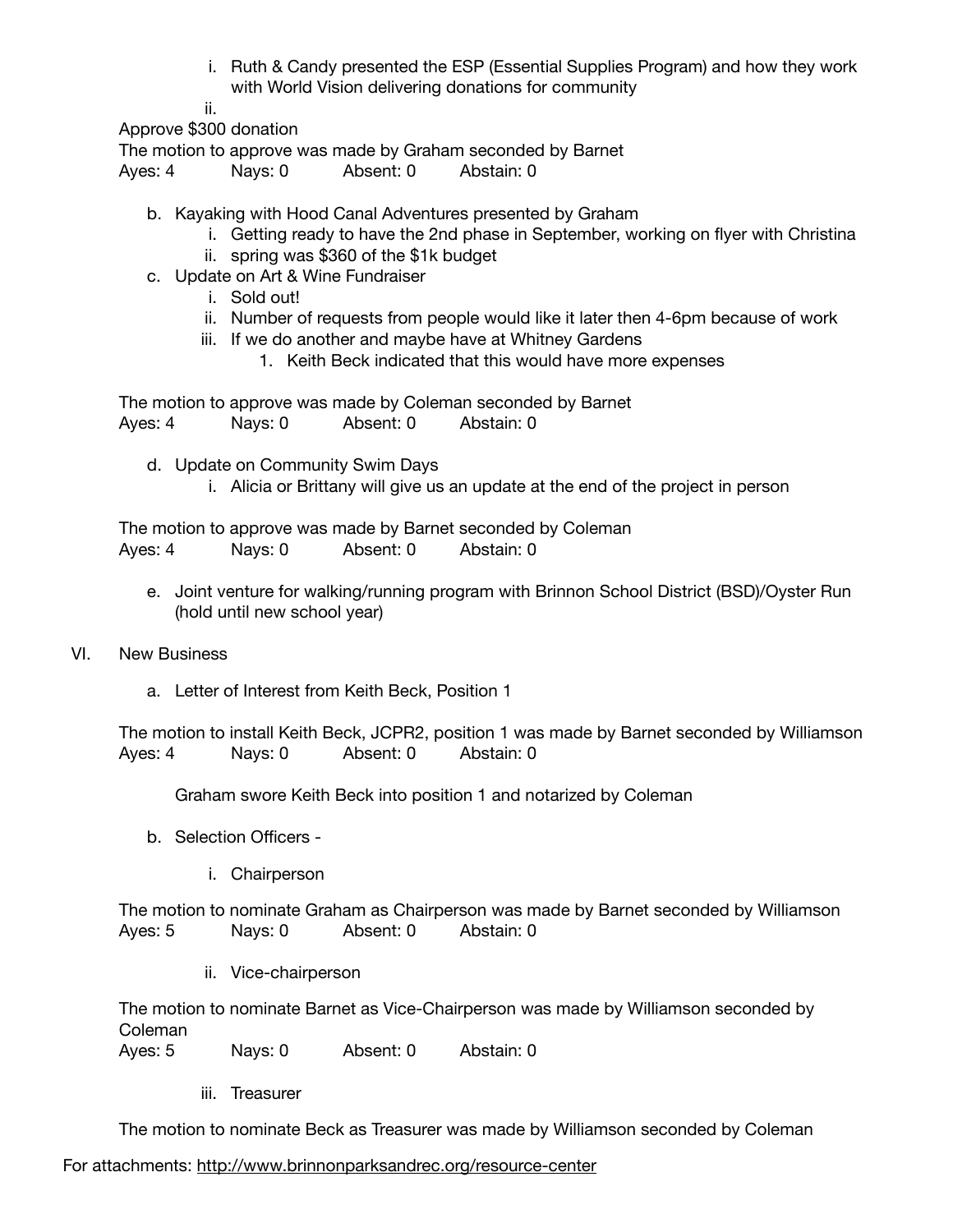i. Ruth & Candy presented the ESP (Essential Supplies Program) and how they work with World Vision delivering donations for community
   ii.

Approve $300 donation
The motion to approve was made by Graham seconded by Barnet
Ayes: 4 Nays: 0 Absent: 0 Abstain: 0

b. Kayaking with Hood Canal Adventures presented by Graham
   i. Getting ready to have the 2nd phase in September, working on flyer with Christina
   ii. spring was $360 of the $1k budget

c. Update on Art & Wine Fundraiser
   i. Sold out!
   ii. Number of requests from people would like it later then 4-6pm because of work
   iii. If we do another and maybe have at Whitney Gardens
      1. Keith Beck indicated that this would have more expenses

The motion to approve was made by Coleman seconded by Barnet
Ayes: 4 Nays: 0 Absent: 0 Abstain: 0

d. Update on Community Swim Days
   i. Alicia or Brittany will give us an update at the end of the project in person

The motion to approve was made by Barnet seconded by Coleman
Ayes: 4 Nays: 0 Absent: 0 Abstain: 0

e. Joint venture for walking/running program with Brinnon School District (BSD)/Oyster Run (hold until new school year)

VI. New Business

a. Letter of Interest from Keith Beck, Position 1

The motion to install Keith Beck, JCPR2, position 1 was made by Barnet seconded by Williamson
Ayes: 4 Nays: 0 Absent: 0 Abstain: 0

Graham swore Keith Beck into position 1 and notarized by Coleman

b. Selection Officers -

   i. Chairperson

The motion to nominate Graham as Chairperson was made by Barnet seconded by Williamson
Ayes: 5 Nays: 0 Absent: 0 Abstain: 0

   ii. Vice-chairperson

The motion to nominate Barnet as Vice-Chairperson was made by Williamson seconded by Coleman
Ayes: 5 Nays: 0 Absent: 0 Abstain: 0

   iii. Treasurer

The motion to nominate Beck as Treasurer was made by Williamson seconded by Coleman

For attachments: http://www.brinnonparksandrec.org/resource-center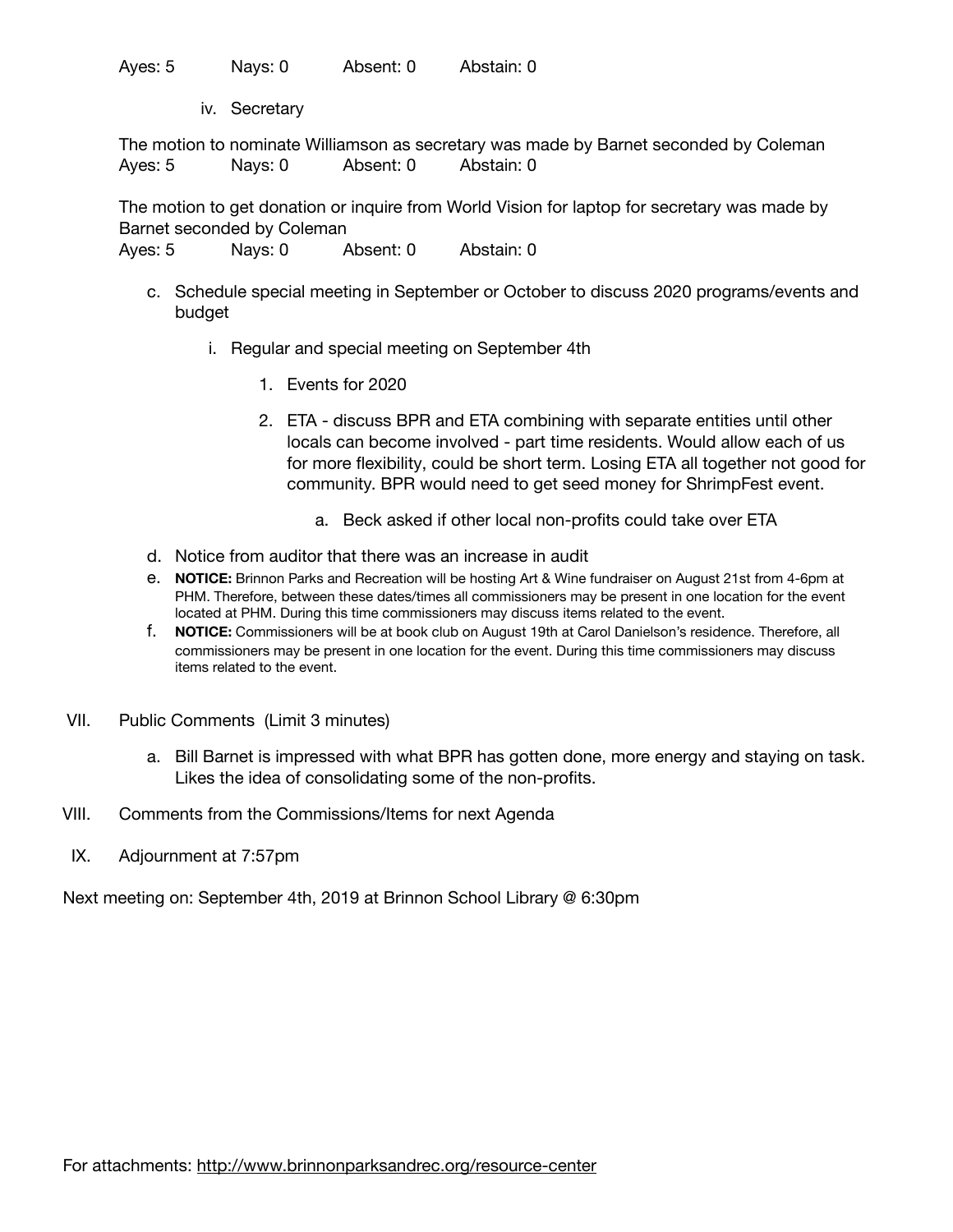Ayes: 5 Nays: 0 Absent: 0 Abstain: 0

iv. Secretary

The motion to nominate Williamson as secretary was made by Barnet seconded by Coleman
Ayes: 5 Nays: 0 Absent: 0 Abstain: 0

The motion to get donation or inquire from World Vision for laptop for secretary was made by Barnet seconded by Coleman
Ayes: 5 Nays: 0 Absent: 0 Abstain: 0

c. Schedule special meeting in September or October to discuss 2020 programs/events and budget

   i. Regular and special meeting on September 4th

      1. Events for 2020

      2. ETA - discuss BPR and ETA combining with separate entities until other locals can become involved - part time residents. Would allow each of us for more flexibility, could be short term. Losing ETA all together not good for community. BPR would need to get seed money for ShrimpFest event.

         a. Beck asked if other local non-profits could take over ETA

d. Notice from auditor that there was an increase in audit

e. **NOTICE:** Brinnon Parks and Recreation will be hosting Art & Wine fundraiser on August 21st from 4-6pm at PHM. Therefore, between these dates/times all commissioners may be present in one location for the event located at PHM. During this time commissioners may discuss items related to the event.

f. **NOTICE:** Commissioners will be at book club on August 19th at Carol Danielson's residence. Therefore, all commissioners may be present in one location for the event. During this time commissioners may discuss items related to the event.

VII. Public Comments (Limit 3 minutes)

   a. Bill Barnet is impressed with what BPR has gotten done, more energy and staying on task. Likes the idea of consolidating some of the non-profits.

VIII. Comments from the Commissions/Items for next Agenda

IX. Adjournment at 7:57pm

Next meeting on: September 4th, 2019 at Brinnon School Library @ 6:30pm

For attachments: http://www.brinnonparksandrec.org/resource-center